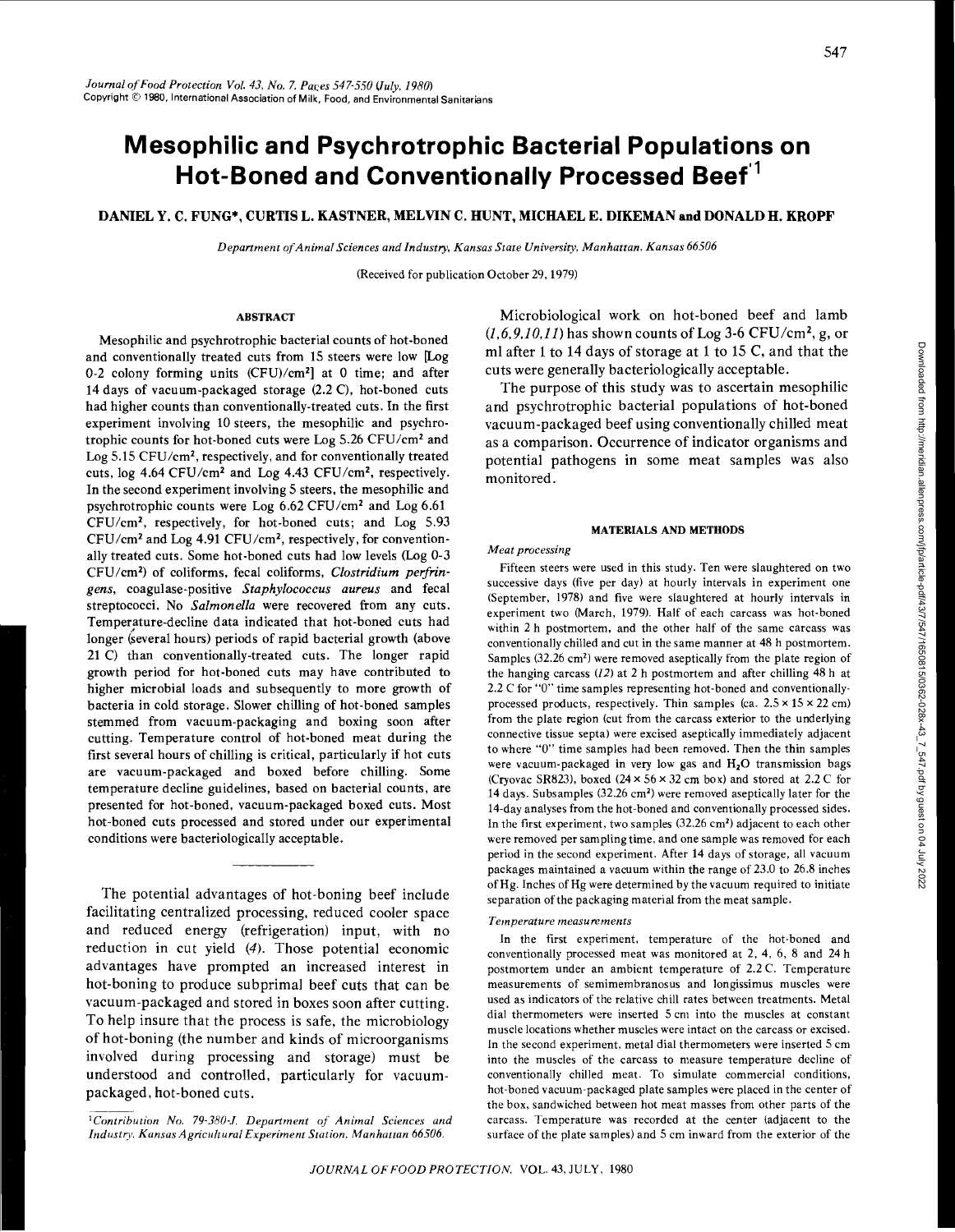# Mesophilic and Psychrotrophic Bacterial Populations on Hot-Boned and Conventionally Processed Beef[1]

**DANIEL Y. C. FUNG\*, CURTIS L. KASTNER, MELVIN C. HUNT, MICHAEL E. DIKEMAN and DONALD H. KROPF**

*Department of Animal Sciences and Industry, Kansas State University, Manhattan, Kansas 66506*

(Received for publication October 29, 1979)

## ABSTRACT

Mesophilic and psychrotrophic bacterial counts of hot-boned and conventionally treated cuts from 15 steers were low [Log 0-2 colony forming units (CFU)/cm$^2$] at 0 time; and after 14 days of vacuum-packaged storage (2.2 C), hot-boned cuts had higher counts than conventionally-treated cuts. In the first experiment involving 10 steers, the mesophilic and psychrotrophic counts for hot-boned cuts were Log 5.26 CFU/cm$^2$ and Log 5.15 CFU/cm$^2$, respectively, and for conventionally treated cuts, log 4.64 CFU/cm$^2$ and Log 4.43 CFU/cm$^2$, respectively. In the second experiment involving 5 steers, the mesophilic and psychrotrophic counts were Log 6.62 CFU/cm$^2$ and Log 6.61 CFU/cm$^2$, respectively, for hot-boned cuts; and Log 5.93 CFU/cm$^2$ and Log 4.91 CFU/cm$^2$, respectively, for conventionally treated cuts. Some hot-boned cuts had low levels (Log 0-3 CFU/cm$^2$) of coliforms, fecal coliforms, *Clostridium perfringens*, coagulase-positive *Staphylococcus aureus* and fecal streptococci. No *Salmonella* were recovered from any cuts. Temperature-decline data indicated that hot-boned cuts had longer (several hours) periods of rapid bacterial growth (above 21 C) than conventionally-treated cuts. The longer rapid growth period for hot-boned cuts may have contributed to higher microbial loads and subsequently to more growth of bacteria in cold storage. Slower chilling of hot-boned samples stemmed from vacuum-packaging and boxing soon after cutting. Temperature control of hot-boned meat during the first several hours of chilling is critical, particularly if hot cuts are vacuum-packaged and boxed before chilling. Some temperature decline guidelines, based on bacterial counts, are presented for hot-boned, vacuum-packaged boxed cuts. Most hot-boned cuts processed and stored under our experimental conditions were bacteriologically acceptable.

---

The potential advantages of hot-boning beef include facilitating centralized processing, reduced cooler space and reduced energy (refrigeration) input, with no reduction in cut yield (*4*). Those potential economic advantages have prompted an increased interest in hot-boning to produce subprimal beef cuts that can be vacuum-packaged and stored in boxes soon after cutting. To help insure that the process is safe, the microbiology of hot-boning (the number and kinds of microorganisms involved during processing and storage) must be understood and controlled, particularly for vacuum-packaged, hot-boned cuts.

Microbiological work on hot-boned beef and lamb (*1,6,9,10,11*) has shown counts of Log 3-6 CFU/cm$^2$, g, or ml after 1 to 14 days of storage at 1 to 15 C, and that the cuts were generally bacteriologically acceptable.

The purpose of this study was to ascertain mesophilic and psychrotrophic bacterial populations of hot-boned vacuum-packaged beef using conventionally chilled meat as a comparison. Occurrence of indicator organisms and potential pathogens in some meat samples was also monitored.

## MATERIALS AND METHODS

### *Meat processing*

Fifteen steers were used in this study. Ten were slaughtered on two successive days (five per day) at hourly intervals in experiment one (September, 1978) and five were slaughtered at hourly intervals in experiment two (March, 1979). Half of each carcass was hot-boned within 2 h postmortem, and the other half of the same carcass was conventionally chilled and cut in the same manner at 48 h postmortem. Samples (32.26 cm$^2$) were removed aseptically from the plate region of the hanging carcass (*12*) at 2 h postmortem and after chilling 48 h at 2.2 C for "0" time samples representing hot-boned and conventionally-processed products, respectively. Thin samples (ca. 2.5 × 15 × 22 cm) from the plate region (cut from the carcass exterior to the underlying connective tissue septa) were excised aseptically immediately adjacent to where "0" time samples had been removed. Then the thin samples were vacuum-packaged in very low gas and $H_2O$ transmission bags (Cryovac SR823), boxed (24 × 56 × 32 cm box) and stored at 2.2 C for 14 days. Subsamples (32.26 cm$^2$) were removed aseptically later for the 14-day analyses from the hot-boned and conventionally processed sides. In the first experiment, two samples (32.26 cm$^2$) adjacent to each other were removed per sampling time, and one sample was removed for each period in the second experiment. After 14 days of storage, all vacuum packages maintained a vacuum within the range of 23.0 to 26.8 inches of Hg. Inches of Hg were determined by the vacuum required to initiate separation of the packaging material from the meat sample.

### *Temperature measurements*

In the first experiment, temperature of the hot-boned and conventionally processed meat was monitored at 2, 4, 6, 8 and 24 h postmortem under an ambient temperature of 2.2 C. Temperature measurements of semimembranosus and longissimus muscles were used as indicators of the relative chill rates between treatments. Metal dial thermometers were inserted 5 cm into the muscles at constant muscle locations whether muscles were intact on the carcass or excised. In the second experiment, metal dial thermometers were inserted 5 cm into the muscles of the carcass to measure temperature decline of conventionally chilled meat. To simulate commercial conditions, hot-boned vacuum-packaged plate samples were placed in the center of the box, sandwiched between hot meat masses from other parts of the carcass. Temperature was recorded at the center (adjacent to the surface of the plate samples) and 5 cm inward from the exterior of the

[1]Contribution No. 79-380-J, Department of Animal Sciences and Industry, Kansas Agricultural Experiment Station, Manhattan 66506.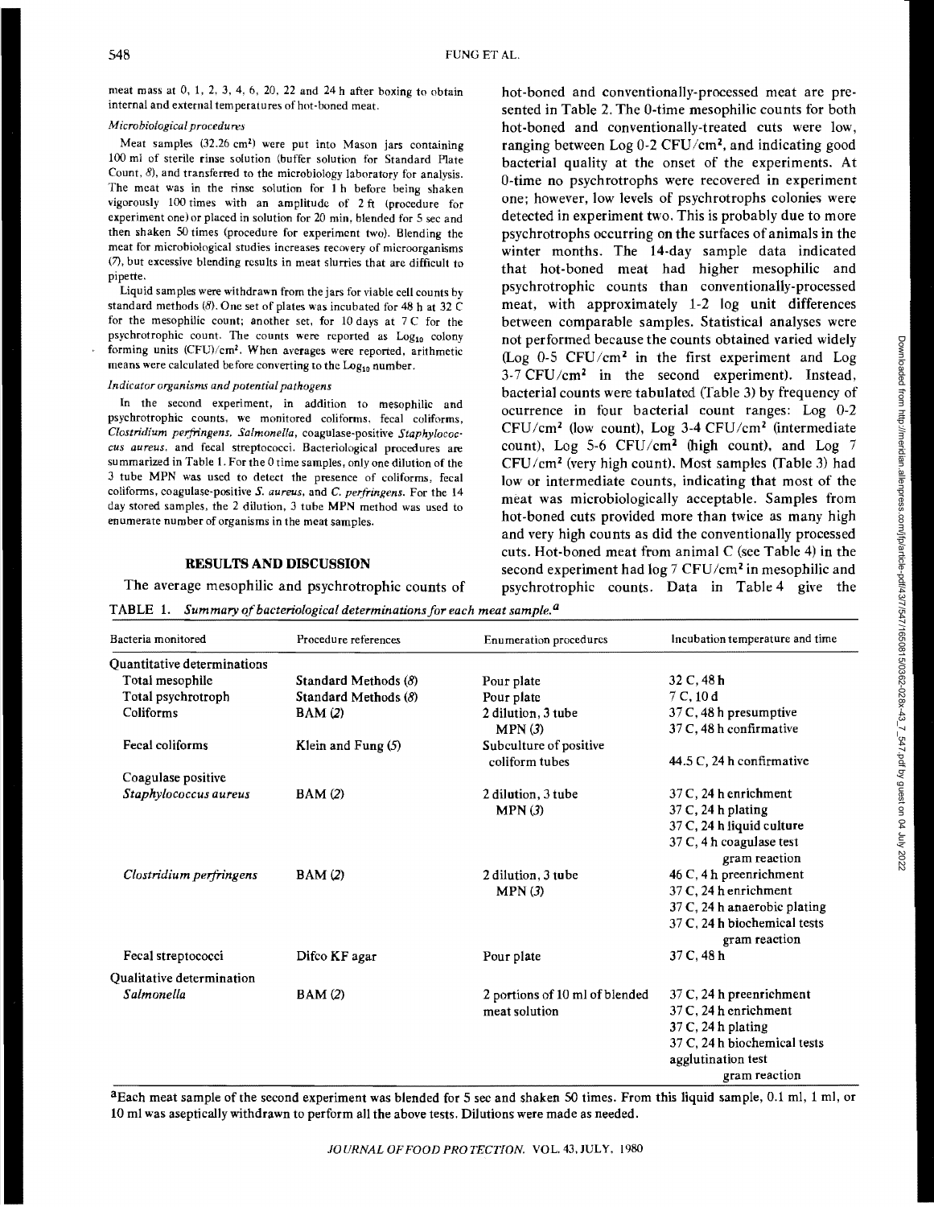meat mass at 0, 1, 2, 3, 4, 6, 20, 22 and 24 h after boxing to obtain internal and external temperatures of hot-boned meat.

*Microbiological procedures*

Meat samples (32.26 $cm^2$) were put into Mason jars containing 100 ml of sterile rinse solution (buffer solution for Standard Plate Count, *8*), and transferred to the microbiology laboratory for analysis. The meat was in the rinse solution for 1 h before being shaken vigorously 100 times with an amplitude of 2 ft (procedure for experiment one) or placed in solution for 20 min, blended for 5 sec and then shaken 50 times (procedure for experiment two). Blending the meat for microbiological studies increases recovery of microorganisms (*7*), but excessive blending results in meat slurries that are difficult to pipette.

Liquid samples were withdrawn from the jars for viable cell counts by standard methods (*8*). One set of plates was incubated for 48 h at 32 C for the mesophilic count; another set, for 10 days at 7 C for the psychrotrophic count. The counts were reported as $Log_{10}$ colony forming units (CFU)/$cm^2$. When averages were reported, arithmetic means were calculated before converting to the $Log_{10}$ number.

*Indicator organisms and potential pathogens*

In the second experiment, in addition to mesophilic and psychrotrophic counts, we monitored coliforms, fecal coliforms, *Clostridium perfringens*, *Salmonella*, coagulase-positive *Staphylococcus aureus*, and fecal streptococci. Bacteriological procedures are summarized in Table 1. For the 0 time samples, only one dilution of the 3 tube MPN was used to detect the presence of coliforms, fecal coliforms, coagulase-positive *S. aureus*, and *C. perfringens*. For the 14 day stored samples, the 2 dilution, 3 tube MPN method was used to enumerate number of organisms in the meat samples.

## RESULTS AND DISCUSSION

The average mesophilic and psychrotrophic counts of hot-boned and conventionally-processed meat are presented in Table 2. The 0-time mesophilic counts for both hot-boned and conventionally-treated cuts were low, ranging between Log 0-2 CFU/$cm^2$, and indicating good bacterial quality at the onset of the experiments. At 0-time no psychrotrophs were recovered in experiment one; however, low levels of psychrotrophs colonies were detected in experiment two. This is probably due to more psychrotrophs occurring on the surfaces of animals in the winter months. The 14-day sample data indicated that hot-boned meat had higher mesophilic and psychrotrophic counts than conventionally-processed meat, with approximately 1-2 log unit differences between comparable samples. Statistical analyses were not performed because the counts obtained varied widely (Log 0-5 CFU/$cm^2$ in the first experiment and Log 3-7 CFU/$cm^2$ in the second experiment). Instead, bacterial counts were tabulated (Table 3) by frequency of ocurrence in four bacterial count ranges: Log 0-2 CFU/$cm^2$ (low count), Log 3-4 CFU/$cm^2$ (intermediate count), Log 5-6 CFU/$cm^2$ (high count), and Log 7 CFU/$cm^2$ (very high count). Most samples (Table 3) had low or intermediate counts, indicating that most of the meat was microbiologically acceptable. Samples from hot-boned cuts provided more than twice as many high and very high counts as did the conventionally processed cuts. Hot-boned meat from animal C (see Table 4) in the second experiment had log 7 CFU/$cm^2$ in mesophilic and psychrotrophic counts. Data in Table 4 give the

TABLE 1. *Summary of bacteriological determinations for each meat sample.*[a]

| Bacteria monitored | Procedure references | Enumeration procedures | Incubation temperature and time |
|---|---|---|---|
| Quantitative determinations | | | |
| Total mesophile | Standard Methods (*8*) | Pour plate | 32 C, 48 h |
| Total psychrotroph | Standard Methods (*8*) | Pour plate | 7 C, 10 d |
| Coliforms | BAM (*2*) | 2 dilution, 3 tube MPN (*3*) | 37 C, 48 h presumptive<br>37 C, 48 h confirmative |
| Fecal coliforms | Klein and Fung (*5*) | Subculture of positive coliform tubes | 44.5 C, 24 h confirmative |
| Coagulase positive *Staphylococcus aureus* | BAM (*2*) | 2 dilution, 3 tube MPN (*3*) | 37 C, 24 h enrichment<br>37 C, 24 h plating<br>37 C, 24 h liquid culture<br>37 C, 4 h coagulase test<br>gram reaction |
| *Clostridium perfringens* | BAM (*2*) | 2 dilution, 3 tube MPN (*3*) | 46 C, 4 h preenrichment<br>37 C, 24 h enrichment<br>37 C, 24 h anaerobic plating<br>37 C, 24 h biochemical tests<br>gram reaction |
| Fecal streptococci | Difco KF agar | Pour plate | 37 C, 48 h |
| Qualitative determination | | | |
| *Salmonella* | BAM (*2*) | 2 portions of 10 ml of blended meat solution | 37 C, 24 h preenrichment<br>37 C, 24 h enrichment<br>37 C, 24 h plating<br>37 C, 24 h biochemical tests<br>agglutination test<br>gram reaction |

[a]Each meat sample of the second experiment was blended for 5 sec and shaken 50 times. From this liquid sample, 0.1 ml, 1 ml, or 10 ml was aseptically withdrawn to perform all the above tests. Dilutions were made as needed.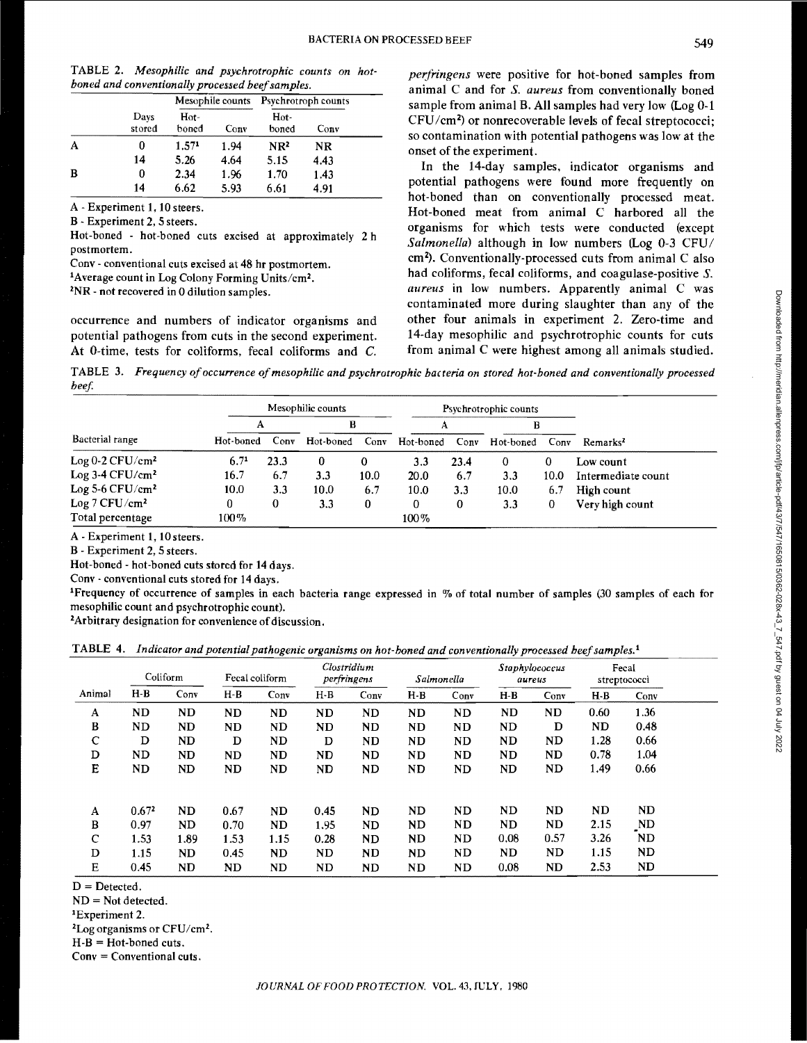TABLE 2. *Mesophilic and psychrotrophic counts on hot-boned and conventionally processed beef samples.*

| | Days stored | Mesophile counts | | Psychrotroph counts | |
|---|---|---|---|---|---|
| | | Hot-boned | Conv | Hot-boned | Conv |
| A | 0 | 1.57[1] | 1.94 | NR[2] | NR |
| | 14 | 5.26 | 4.64 | 5.15 | 4.43 |
| B | 0 | 2.34 | 1.96 | 1.70 | 1.43 |
| | 14 | 6.62 | 5.93 | 6.61 | 4.91 |

A - Experiment 1, 10 steers.
B - Experiment 2, 5 steers.
Hot-boned - hot-boned cuts excised at approximately 2 h postmortem.
Conv - conventional cuts excised at 48 hr postmortem.
[1]Average count in Log Colony Forming Units/cm².
[2]NR - not recovered in 0 dilution samples.

occurrence and numbers of indicator organisms and potential pathogens from cuts in the second experiment. At 0-time, tests for coliforms, fecal coliforms and *C. perfringens* were positive for hot-boned samples from animal C and for *S. aureus* from conventionally boned sample from animal B. All samples had very low (Log 0-1 CFU/cm²) or nonrecoverable levels of fecal streptococci; so contamination with potential pathogens was low at the onset of the experiment.

In the 14-day samples, indicator organisms and potential pathogens were found more frequently on hot-boned than on conventionally processed meat. Hot-boned meat from animal C harbored all the organisms for which tests were conducted (except *Salmonella*) although in low numbers (Log 0-3 CFU/cm²). Conventionally-processed cuts from animal C also had coliforms, fecal coliforms, and coagulase-positive *S. aureus* in low numbers. Apparently animal C was contaminated more during slaughter than any of the other four animals in experiment 2. Zero-time and 14-day mesophilic and psychrotrophic counts for cuts from animal C were highest among all animals studied.

TABLE 3. *Frequency of occurrence of mesophilic and psychrotrophic bacteria on stored hot-boned and conventionally processed beef.*

| Bacterial range | Mesophilic counts | | | | Psychrotrophic counts | | | | Remarks[2] |
|---|---|---|---|---|---|---|---|---|---|
| | A | | B | | A | | B | | |
| | Hot-boned | Conv | Hot-boned | Conv | Hot-boned | Conv | Hot-boned | Conv | |
| Log 0-2 CFU/cm² | 6.7[1] | 23.3 | 0 | 0 | 3.3 | 23.4 | 0 | 0 | Low count |
| Log 3-4 CFU/cm² | 16.7 | 6.7 | 3.3 | 10.0 | 20.0 | 6.7 | 3.3 | 10.0 | Intermediate count |
| Log 5-6 CFU/cm² | 10.0 | 3.3 | 10.0 | 6.7 | 10.0 | 3.3 | 10.0 | 6.7 | High count |
| Log 7 CFU/cm² | 0 | 0 | 3.3 | 0 | 0 | 0 | 3.3 | 0 | Very high count |
| Total percentage | 100% | | | | 100% | | | | |

A - Experiment 1, 10 steers.
B - Experiment 2, 5 steers.
Hot-boned - hot-boned cuts stored for 14 days.
Conv - conventional cuts stored for 14 days.
[1]Frequency of occurrence of samples in each bacteria range expressed in % of total number of samples (30 samples of each for mesophilic count and psychrotrophic count).
[2]Arbitrary designation for convenience of discussion.

TABLE 4. *Indicator and potential pathogenic organisms on hot-boned and conventionally processed beef samples.*[1]

| Animal | Coliform | | Fecal coliform | | *Clostridium perfringens* | | *Salmonella* | | *Staphylococcus aureus* | | Fecal streptococci | |
|---|---|---|---|---|---|---|---|---|---|---|---|---|
| | H-B | Conv | H-B | Conv | H-B | Conv | H-B | Conv | H-B | Conv | H-B | Conv |
| A | ND | ND | ND | ND | ND | ND | ND | ND | ND | ND | 0.60 | 1.36 |
| B | ND | ND | ND | ND | ND | ND | ND | ND | ND | D | ND | 0.48 |
| C | D | ND | D | ND | D | ND | ND | ND | ND | ND | 1.28 | 0.66 |
| D | ND | ND | ND | ND | ND | ND | ND | ND | ND | ND | 0.78 | 1.04 |
| E | ND | ND | ND | ND | ND | ND | ND | ND | ND | ND | 1.49 | 0.66 |
| | | | | | | | | | | | | |
| A | 0.67[2] | ND | 0.67 | ND | 0.45 | ND | ND | ND | ND | ND | ND | ND |
| B | 0.97 | ND | 0.70 | ND | 1.95 | ND | ND | ND | ND | ND | 2.15 | ND |
| C | 1.53 | 1.89 | 1.53 | 1.15 | 0.28 | ND | ND | ND | 0.08 | 0.57 | 3.26 | ND |
| D | 1.15 | ND | 0.45 | ND | ND | ND | ND | ND | ND | ND | 1.15 | ND |
| E | 0.45 | ND | ND | ND | ND | ND | ND | ND | 0.08 | ND | 2.53 | ND |

D = Detected.
ND = Not detected.
[1]Experiment 2.
[2]Log organisms or CFU/cm².
H-B = Hot-boned cuts.
Conv = Conventional cuts.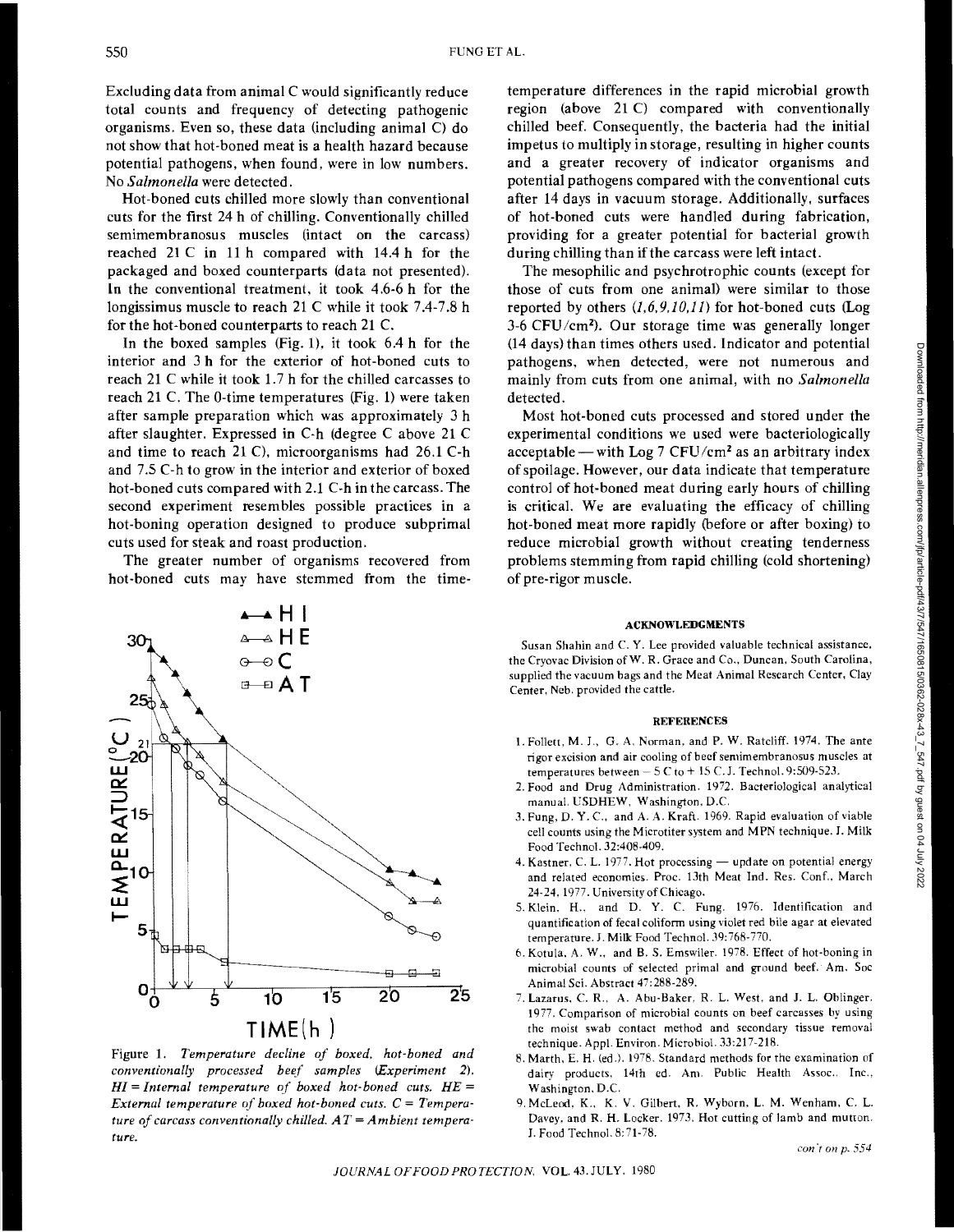Excluding data from animal C would significantly reduce total counts and frequency of detecting pathogenic organisms. Even so, these data (including animal C) do not show that hot-boned meat is a health hazard because potential pathogens, when found, were in low numbers. No *Salmonella* were detected.

Hot-boned cuts chilled more slowly than conventional cuts for the first 24 h of chilling. Conventionally chilled semimembranosus muscles (intact on the carcass) reached 21 C in 11 h compared with 14.4 h for the packaged and boxed counterparts (data not presented). In the conventional treatment, it took 4.6-6 h for the longissimus muscle to reach 21 C while it took 7.4-7.8 h for the hot-boned counterparts to reach 21 C.

In the boxed samples (Fig. 1), it took 6.4 h for the interior and 3 h for the exterior of hot-boned cuts to reach 21 C while it took 1.7 h for the chilled carcasses to reach 21 C. The 0-time temperatures (Fig. 1) were taken after sample preparation which was approximately 3 h after slaughter. Expressed in C-h (degree C above 21 C and time to reach 21 C), microorganisms had 26.1 C-h and 7.5 C-h to grow in the interior and exterior of boxed hot-boned cuts compared with 2.1 C-h in the carcass. The second experiment resembles possible practices in a hot-boning operation designed to produce subprimal cuts used for steak and roast production.

The greater number of organisms recovered from hot-boned cuts may have stemmed from the time-temperature differences in the rapid microbial growth region (above 21 C) compared with conventionally chilled beef. Consequently, the bacteria had the initial impetus to multiply in storage, resulting in higher counts and a greater recovery of indicator organisms and potential pathogens compared with the conventional cuts after 14 days in vacuum storage. Additionally, surfaces of hot-boned cuts were handled during fabrication, providing for a greater potential for bacterial growth during chilling than if the carcass were left intact.

The mesophilic and psychrotrophic counts (except for those of cuts from one animal) were similar to those reported by others (*1,6,9,10,11*) for hot-boned cuts (Log 3-6 CFU/$cm^2$). Our storage time was generally longer (14 days) than times others used. Indicator and potential pathogens, when detected, were not numerous and mainly from cuts from one animal, with no *Salmonella* detected.

Most hot-boned cuts processed and stored under the experimental conditions we used were bacteriologically acceptable — with Log 7 CFU/$cm^2$ as an arbitrary index of spoilage. However, our data indicate that temperature control of hot-boned meat during early hours of chilling is critical. We are evaluating the efficacy of chilling hot-boned meat more rapidly (before or after boxing) to reduce microbial growth without creating tenderness problems stemming from rapid chilling (cold shortening) of pre-rigor muscle.

Figure 1. *Temperature decline of boxed, hot-boned and conventionally processed beef samples (Experiment 2). HI = Internal temperature of boxed hot-boned cuts. HE = External temperature of boxed hot-boned cuts. C = Temperature of carcass conventionally chilled. AT = Ambient temperature.*

#### ACKNOWLEDGMENTS

Susan Shahin and C. Y. Lee provided valuable technical assistance, the Cryovac Division of W. R. Grace and Co., Duncan, South Carolina, supplied the vacuum bags and the Meat Animal Research Center, Clay Center, Neb. provided the cattle.

#### REFERENCES

1. Follett, M. J., G. A. Norman, and P. W. Ratcliff. 1974. The ante rigor excision and air cooling of beef semimembranosus muscles at temperatures between − 5 C to + 15 C. J. Technol. 9:509-523.
2. Food and Drug Administration. 1972. Bacteriological analytical manual. USDHEW, Washington, D.C.
3. Fung, D. Y. C., and A. A. Kraft. 1969. Rapid evaluation of viable cell counts using the Microtiter system and MPN technique. J. Milk Food Technol. 32:408-409.
4. Kastner, C. L. 1977. Hot processing — update on potential energy and related economies. Proc. 13th Meat Ind. Res. Conf., March 24-24, 1977. University of Chicago.
5. Klein, H., and D. Y. C. Fung. 1976. Identification and quantification of fecal coliform using violet red bile agar at elevated temperature. J. Milk Food Technol. 39:768-770.
6. Kotula, A. W., and B. S. Emswiler. 1978. Effect of hot-boning in microbial counts of selected primal and ground beef. Am. Soc Animal Sci. Abstract 47:288-289.
7. Lazarus, C. R., A. Abu-Baker, R. L. West, and J. L. Oblinger. 1977. Comparison of microbial counts on beef carcasses by using the moist swab contact method and secondary tissue removal technique. Appl. Environ. Microbiol. 33:217-218.
8. Marth, E. H. (ed.). 1978. Standard methods for the examination of dairy products. 14th ed. Am. Public Health Assoc., Inc., Washington, D.C.
9. McLeod, K., K. V. Gilbert, R. Wyborn, L. M. Wenham, C. L. Davey, and R. H. Locker. 1973. Hot cutting of lamb and mutton. J. Food Technol. 8:71-78.

*con't on p. 554*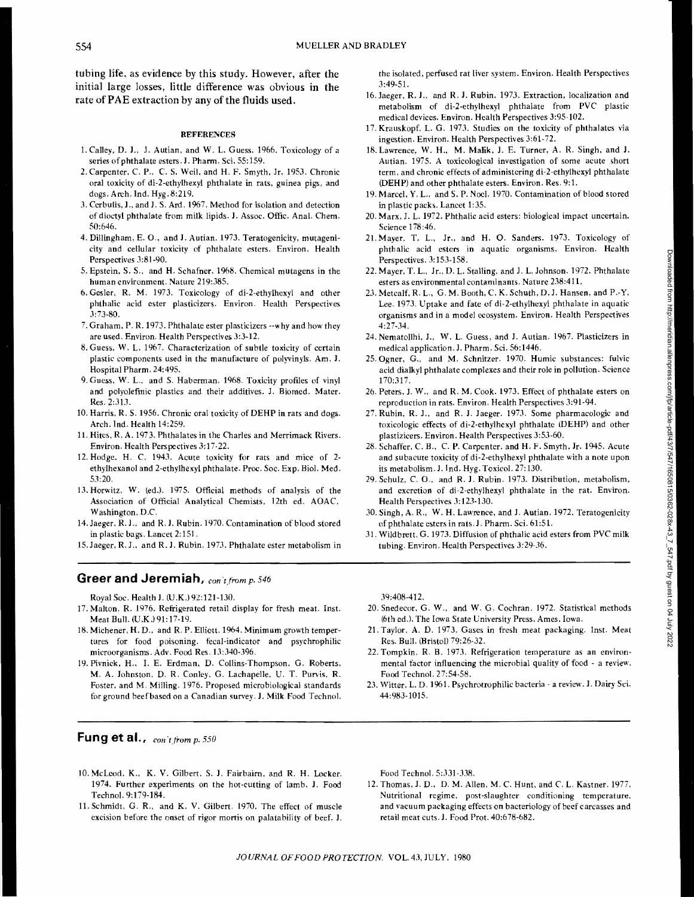tubing life, as evidence by this study. However, after the initial large losses, little difference was obvious in the rate of PAE extraction by any of the fluids used.

## REFERENCES

1. Calley, D. J., J. Autian, and W. L. Guess. 1966. Toxicology of a series of phthalate esters. J. Pharm. Sci. 55:159.
2. Carpenter, C. P., C. S. Weil, and H. F. Smyth, Jr. 1953. Chronic oral toxicity of di-2-ethylhexyl phthalate in rats, guinea pigs, and dogs. Arch. Ind. Hyg. 8:219.
3. Cerbulis, J., and J. S. Ard. 1967. Method for isolation and detection of dioctyl phthalate from milk lipids. J. Assoc. Offic. Anal. Chem. 50:646.
4. Dillingham, E. O., and J. Autian. 1973. Teratogenicity, mutagenicity and cellular toxicity of phthalate esters. Environ. Health Perspectives 3:81-90.
5. Epstein, S. S., and H. Schafner. 1968. Chemical mutagens in the human environment. Nature 219:385.
6. Gesler, R. M. 1973. Toxicology of di-2-ethylhexyl and other phthalic acid ester plasticizers. Environ. Health Perspectives 3:73-80.
7. Graham, P. R. 1973. Phthalate ester plasticizers --why and how they are used. Environ. Health Perspectives 3:3-12.
8. Guess, W. L. 1967. Characterization of subtle toxicity of certain plastic components used in the manufacture of polyvinyls. Am. J. Hospital Pharm. 24:495.
9. Guess, W. L., and S. Haberman. 1968. Toxicity profiles of vinyl and polyolefinic plastics and their additives. J. Biomed. Mater. Res. 2:313.
10. Harris, R. S. 1956. Chronic oral toxicity of DEHP in rats and dogs. Arch. Ind. Health 14:259.
11. Hites, R. A. 1973. Phthalates in the Charles and Merrimack Rivers. Environ. Health Perspectives 3:17-22.
12. Hodge, H. C. 1943. Acute toxicity for rats and mice of 2-ethylhexanol and 2-ethylhexyl phthalate. Proc. Soc. Exp. Biol. Med. 53:20.
13. Horwitz, W. (ed.). 1975. Official methods of analysis of the Association of Official Analytical Chemists, 12th ed. AOAC, Washington, D.C.
14. Jaeger, R. J., and R. J. Rubin. 1970. Contamination of blood stored in plastic bags. Lancet 2:151.
15. Jaeger, R. J., and R. J. Rubin. 1973. Phthalate ester metabolism in the isolated, perfused rat liver system. Environ. Health Perspectives 3:49-51.
16. Jaeger, R. J., and R. J. Rubin. 1973. Extraction, localization and metabolism of di-2-ethylhexyl phthalate from PVC plastic medical devices. Environ. Health Perspectives 3:95-102.
17. Krauskopf, L. G. 1973. Studies on the toxicity of phthalates via ingestion. Environ. Health Perspectives 3:61-72.
18. Lawrence, W. H., M. Malik, J. E. Turner, A. R. Singh, and J. Autian. 1975. A toxicological investigation of some acute short term, and chronic effects of administering di-2-ethylhexyl phthalate (DEHP) and other phthalate esters. Environ. Res. 9:1.
19. Marcel, Y. L., and S. P. Noel. 1970. Contamination of blood stored in plastic packs. Lancet 1:35.
20. Marx, J. L. 1972. Phthalic acid esters: biological impact uncertain. Science 178:46.
21. Mayer, T. L., Jr., and H. O. Sanders. 1973. Toxicology of phthalic acid esters in aquatic organisms. Environ. Health Perspectives. 3:153-158.
22. Mayer, T. L., Jr., D. L. Stalling, and J. L. Johnson. 1972. Phthalate esters as environmental contaminants. Nature 238:411.
23. Metcalf, R. L., G. M. Booth, C. K. Schuth, D. J. Hansen, and P.-Y. Lee. 1973. Uptake and fate of di-2-ethylhexyl phthalate in aquatic organisms and in a model ecosystem. Environ. Health Perspectives 4:27-34.
24. Nematollhi, J., W. L. Guess, and J. Autian. 1967. Plasticizers in medical application. J. Pharm. Sci. 56:1446.
25. Ogner, G., and M. Schnitzer. 1970. Humic substances: fulvic acid dialkyl phthalate complexes and their role in pollution. Science 170:317.
26. Peters, J. W., and R. M. Cook. 1973. Effect of phthalate esters on reproduction in rats. Environ. Health Perspectives 3:91-94.
27. Rubin, R. J., and R. J. Jaeger. 1973. Some pharmacologic and toxicologic effects of di-2-ethylhexyl phthalate (DEHP) and other plasticizers. Environ. Health Perspectives 3:53-60.
28. Schaffer, C. B., C. P. Carpenter, and H. F. Smyth, Jr. 1945. Acute and subacute toxicity of di-2-ethylhexyl phthalate with a note upon its metabolism. J. Ind. Hyg. Toxicol. 27:130.
29. Schulz, C. O., and R. J. Rubin. 1973. Distribution, metabolism, and excretion of di-2-ethylhexyl phthalate in the rat. Environ. Health Perspectives 3:123-130.
30. Singh, A. R., W. H. Lawrence, and J. Autian. 1972. Teratogenicity of phthalate esters in rats. J. Pharm. Sci. 61:51.
31. Wildbrett, G. 1973. Diffusion of phthalic acid esters from PVC milk tubing. Environ. Health Perspectives 3:29-36.

## Greer and Jeremiah, *con't from p. 546*

Royal Soc. Health J. (U.K.) 92:121-130.

17. Malton, R. 1976. Refrigerated retail display for fresh meat. Inst. Meat Bull. (U.K.) 91:17-19.
18. Michener, H. D., and R. P. Elliott. 1964. Minimum growth temperatures for food poisoning, fecal-indicator and psychrophilic microorganisms. Adv. Food Res. 13:340-396.
19. Pivnick, H., I. E. Erdman, D. Collins-Thompson, G. Roberts, M. A. Johnston, D. R. Conley, G. Lachapelle, U. T. Purvis, R. Foster, and M. Milling. 1976. Proposed microbiological standards for ground beef based on a Canadian survey. J. Milk Food Technol. 39:408-412.
20. Snedecor, G. W., and W. G. Cochran. 1972. Statistical methods (6th ed.). The Iowa State University Press, Ames, Iowa.
21. Taylor, A. D. 1973. Gases in fresh meat packaging. Inst. Meat Res. Bull. (Bristol) 79:26-32.
22. Tompkin, R. B. 1973. Refrigeration temperature as an environmental factor influencing the microbial quality of food - a review. Food Technol. 27:54-58.
23. Witter, L. D. 1961. Psychrotrophilic bacteria - a review. J. Dairy Sci. 44:983-1015.

## Fung et al., *con't from p. 550*

10. McLeod, K., K. V. Gilbert, S. J. Fairbairn, and R. H. Locker. 1974. Further experiments on the hot-cutting of lamb. J. Food Technol. 9:179-184.
11. Schmidt, G. R., and K. V. Gilbert. 1970. The effect of muscle excision before the onset of rigor mortis on palatability of beef. J. Food Technol. 5:331-338.
12. Thomas, J. D., D. M. Allen, M. C. Hunt, and C. L. Kastner. 1977. Nutritional regime, post-slaughter conditioning temperature, and vacuum packaging effects on bacteriology of beef carcasses and retail meat cuts. J. Food Prot. 40:678-682.